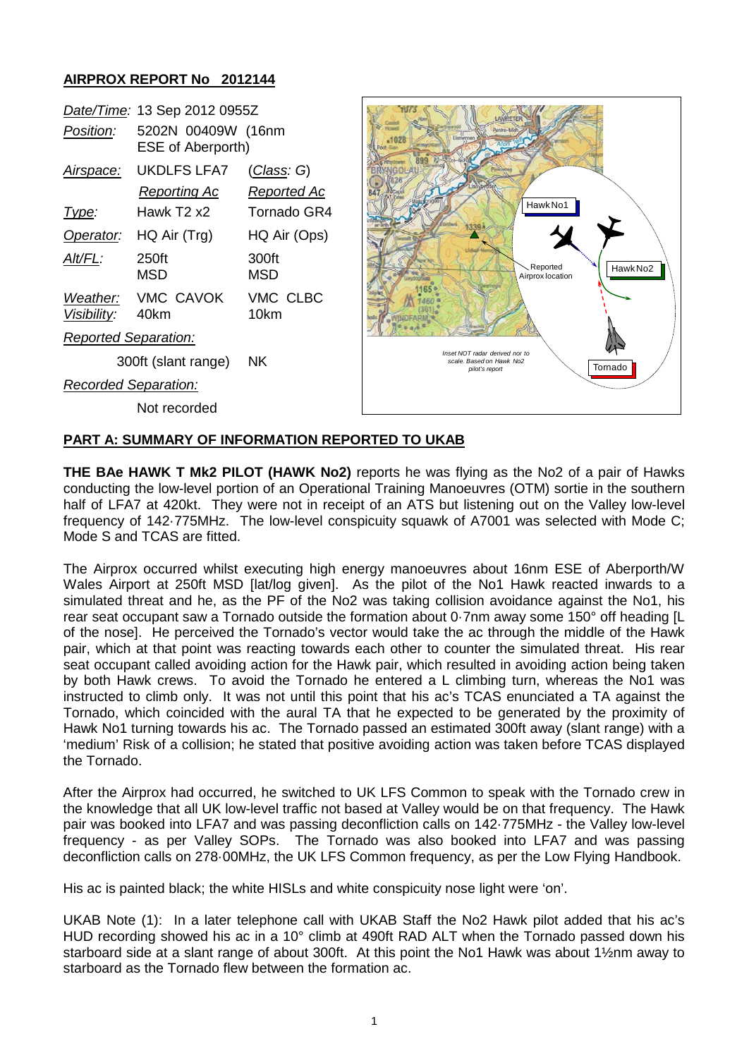## AIRPROX REPORT No 2012144

| | | |
|---|---|---|
| *Date/Time:* | 13 Sep 2012 0955Z | |
| *Position:* | 5202N 00409W (16nm ESE of Aberporth) | |
| *Airspace:* | UKDLFS LFA7 | (*Class*: *G*) |
| | *Reporting Ac* | *Reported Ac* |
| *Type:* | Hawk T2 x2 | Tornado GR4 |
| *Operator:* | HQ Air (Trg) | HQ Air (Ops) |
| *Alt/FL:* | 250ft MSD | 300ft MSD |
| *Weather:* | VMC CAVOK | VMC CLBC |
| *Visibility:* | 40km | 10km |
| *Reported Separation:* | | |
| | 300ft (slant range) | NK |
| *Recorded Separation:* | | |
| | Not recorded | |

Hawk No1

Hawk No2

Reported Airprox location

Tornado

*Inset NOT radar derived nor to scale. Based on Hawk No2 pilot's report*

## PART A: SUMMARY OF INFORMATION REPORTED TO UKAB

**THE BAe HAWK T Mk2 PILOT (HAWK No2)** reports he was flying as the No2 of a pair of Hawks conducting the low-level portion of an Operational Training Manoeuvres (OTM) sortie in the southern half of LFA7 at 420kt. They were not in receipt of an ATS but listening out on the Valley low-level frequency of 142·775MHz. The low-level conspicuity squawk of A7001 was selected with Mode C; Mode S and TCAS are fitted.

The Airprox occurred whilst executing high energy manoeuvres about 16nm ESE of Aberporth/W Wales Airport at 250ft MSD [lat/log given]. As the pilot of the No1 Hawk reacted inwards to a simulated threat and he, as the PF of the No2 was taking collision avoidance against the No1, his rear seat occupant saw a Tornado outside the formation about 0·7nm away some 150° off heading [L of the nose]. He perceived the Tornado's vector would take the ac through the middle of the Hawk pair, which at that point was reacting towards each other to counter the simulated threat. His rear seat occupant called avoiding action for the Hawk pair, which resulted in avoiding action being taken by both Hawk crews. To avoid the Tornado he entered a L climbing turn, whereas the No1 was instructed to climb only. It was not until this point that his ac's TCAS enunciated a TA against the Tornado, which coincided with the aural TA that he expected to be generated by the proximity of Hawk No1 turning towards his ac. The Tornado passed an estimated 300ft away (slant range) with a 'medium' Risk of a collision; he stated that positive avoiding action was taken before TCAS displayed the Tornado.

After the Airprox had occurred, he switched to UK LFS Common to speak with the Tornado crew in the knowledge that all UK low-level traffic not based at Valley would be on that frequency. The Hawk pair was booked into LFA7 and was passing deconfliction calls on 142·775MHz - the Valley low-level frequency - as per Valley SOPs. The Tornado was also booked into LFA7 and was passing deconfliction calls on 278·00MHz, the UK LFS Common frequency, as per the Low Flying Handbook.

His ac is painted black; the white HISLs and white conspicuity nose light were 'on'.

UKAB Note (1): In a later telephone call with UKAB Staff the No2 Hawk pilot added that his ac's HUD recording showed his ac in a 10° climb at 490ft RAD ALT when the Tornado passed down his starboard side at a slant range of about 300ft. At this point the No1 Hawk was about 1½nm away to starboard as the Tornado flew between the formation ac.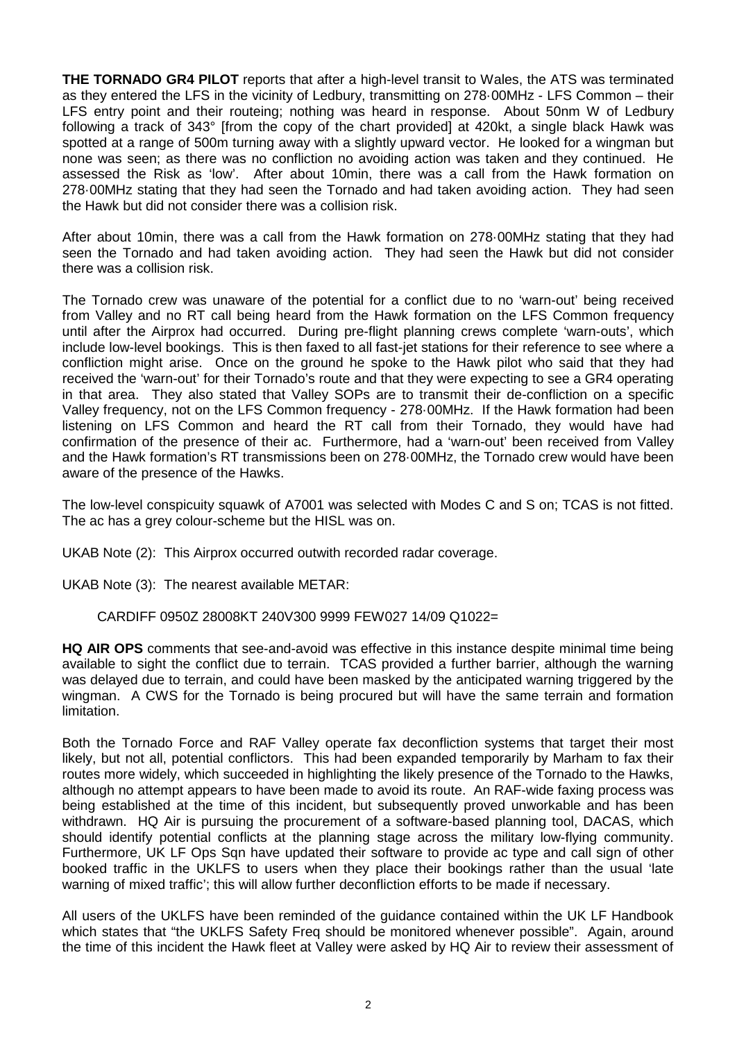**THE TORNADO GR4 PILOT** reports that after a high-level transit to Wales, the ATS was terminated as they entered the LFS in the vicinity of Ledbury, transmitting on 278·00MHz - LFS Common – their LFS entry point and their routeing; nothing was heard in response. About 50nm W of Ledbury following a track of 343° [from the copy of the chart provided] at 420kt, a single black Hawk was spotted at a range of 500m turning away with a slightly upward vector. He looked for a wingman but none was seen; as there was no confliction no avoiding action was taken and they continued. He assessed the Risk as 'low'. After about 10min, there was a call from the Hawk formation on 278·00MHz stating that they had seen the Tornado and had taken avoiding action. They had seen the Hawk but did not consider there was a collision risk.

After about 10min, there was a call from the Hawk formation on 278·00MHz stating that they had seen the Tornado and had taken avoiding action. They had seen the Hawk but did not consider there was a collision risk.

The Tornado crew was unaware of the potential for a conflict due to no 'warn-out' being received from Valley and no RT call being heard from the Hawk formation on the LFS Common frequency until after the Airprox had occurred. During pre-flight planning crews complete 'warn-outs', which include low-level bookings. This is then faxed to all fast-jet stations for their reference to see where a confliction might arise. Once on the ground he spoke to the Hawk pilot who said that they had received the 'warn-out' for their Tornado's route and that they were expecting to see a GR4 operating in that area. They also stated that Valley SOPs are to transmit their de-confliction on a specific Valley frequency, not on the LFS Common frequency - 278·00MHz. If the Hawk formation had been listening on LFS Common and heard the RT call from their Tornado, they would have had confirmation of the presence of their ac. Furthermore, had a 'warn-out' been received from Valley and the Hawk formation's RT transmissions been on 278·00MHz, the Tornado crew would have been aware of the presence of the Hawks.

The low-level conspicuity squawk of A7001 was selected with Modes C and S on; TCAS is not fitted. The ac has a grey colour-scheme but the HISL was on.

UKAB Note (2): This Airprox occurred outwith recorded radar coverage.

UKAB Note (3): The nearest available METAR:

CARDIFF 0950Z 28008KT 240V300 9999 FEW027 14/09 Q1022=

**HQ AIR OPS** comments that see-and-avoid was effective in this instance despite minimal time being available to sight the conflict due to terrain. TCAS provided a further barrier, although the warning was delayed due to terrain, and could have been masked by the anticipated warning triggered by the wingman. A CWS for the Tornado is being procured but will have the same terrain and formation limitation.

Both the Tornado Force and RAF Valley operate fax deconfliction systems that target their most likely, but not all, potential conflictors. This had been expanded temporarily by Marham to fax their routes more widely, which succeeded in highlighting the likely presence of the Tornado to the Hawks, although no attempt appears to have been made to avoid its route. An RAF-wide faxing process was being established at the time of this incident, but subsequently proved unworkable and has been withdrawn. HQ Air is pursuing the procurement of a software-based planning tool, DACAS, which should identify potential conflicts at the planning stage across the military low-flying community. Furthermore, UK LF Ops Sqn have updated their software to provide ac type and call sign of other booked traffic in the UKLFS to users when they place their bookings rather than the usual 'late warning of mixed traffic'; this will allow further deconfliction efforts to be made if necessary.

All users of the UKLFS have been reminded of the guidance contained within the UK LF Handbook which states that "the UKLFS Safety Freq should be monitored whenever possible". Again, around the time of this incident the Hawk fleet at Valley were asked by HQ Air to review their assessment of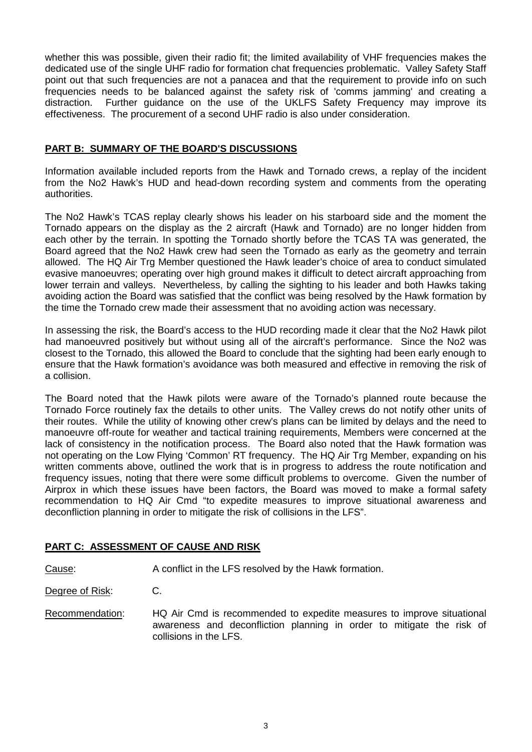whether this was possible, given their radio fit; the limited availability of VHF frequencies makes the dedicated use of the single UHF radio for formation chat frequencies problematic. Valley Safety Staff point out that such frequencies are not a panacea and that the requirement to provide info on such frequencies needs to be balanced against the safety risk of 'comms jamming' and creating a distraction. Further guidance on the use of the UKLFS Safety Frequency may improve its effectiveness. The procurement of a second UHF radio is also under consideration.

## PART B: SUMMARY OF THE BOARD'S DISCUSSIONS

Information available included reports from the Hawk and Tornado crews, a replay of the incident from the No2 Hawk's HUD and head-down recording system and comments from the operating authorities.

The No2 Hawk's TCAS replay clearly shows his leader on his starboard side and the moment the Tornado appears on the display as the 2 aircraft (Hawk and Tornado) are no longer hidden from each other by the terrain. In spotting the Tornado shortly before the TCAS TA was generated, the Board agreed that the No2 Hawk crew had seen the Tornado as early as the geometry and terrain allowed. The HQ Air Trg Member questioned the Hawk leader's choice of area to conduct simulated evasive manoeuvres; operating over high ground makes it difficult to detect aircraft approaching from lower terrain and valleys. Nevertheless, by calling the sighting to his leader and both Hawks taking avoiding action the Board was satisfied that the conflict was being resolved by the Hawk formation by the time the Tornado crew made their assessment that no avoiding action was necessary.

In assessing the risk, the Board's access to the HUD recording made it clear that the No2 Hawk pilot had manoeuvred positively but without using all of the aircraft's performance. Since the No2 was closest to the Tornado, this allowed the Board to conclude that the sighting had been early enough to ensure that the Hawk formation's avoidance was both measured and effective in removing the risk of a collision.

The Board noted that the Hawk pilots were aware of the Tornado's planned route because the Tornado Force routinely fax the details to other units. The Valley crews do not notify other units of their routes. While the utility of knowing other crew's plans can be limited by delays and the need to manoeuvre off-route for weather and tactical training requirements, Members were concerned at the lack of consistency in the notification process. The Board also noted that the Hawk formation was not operating on the Low Flying 'Common' RT frequency. The HQ Air Trg Member, expanding on his written comments above, outlined the work that is in progress to address the route notification and frequency issues, noting that there were some difficult problems to overcome. Given the number of Airprox in which these issues have been factors, the Board was moved to make a formal safety recommendation to HQ Air Cmd "to expedite measures to improve situational awareness and deconfliction planning in order to mitigate the risk of collisions in the LFS".

## PART C: ASSESSMENT OF CAUSE AND RISK

Cause: A conflict in the LFS resolved by the Hawk formation.

Degree of Risk: C.

Recommendation: HQ Air Cmd is recommended to expedite measures to improve situational awareness and deconfliction planning in order to mitigate the risk of collisions in the LFS.